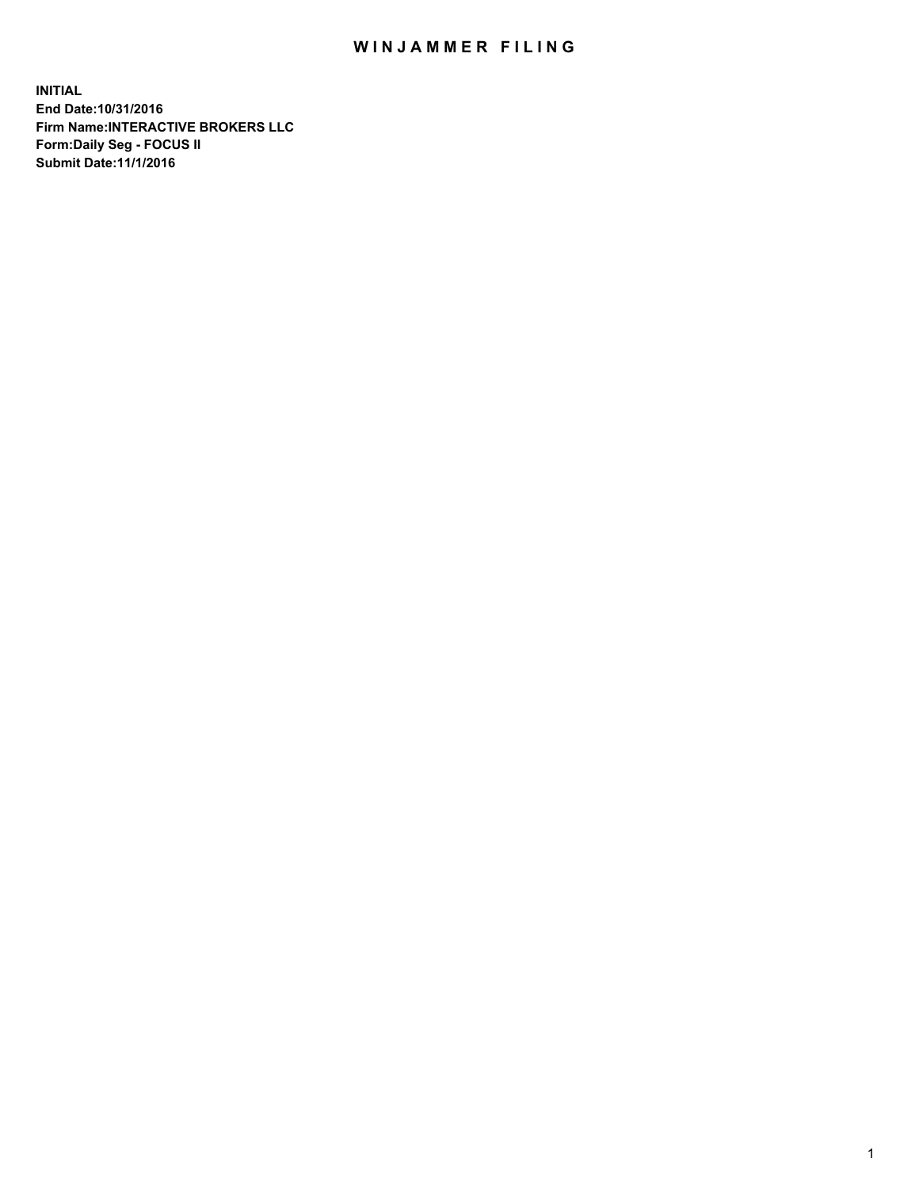# WINJAMMER FILING

**INITIAL**
**End Date:10/31/2016**
**Firm Name:INTERACTIVE BROKERS LLC**
**Form:Daily Seg - FOCUS II**
**Submit Date:11/1/2016**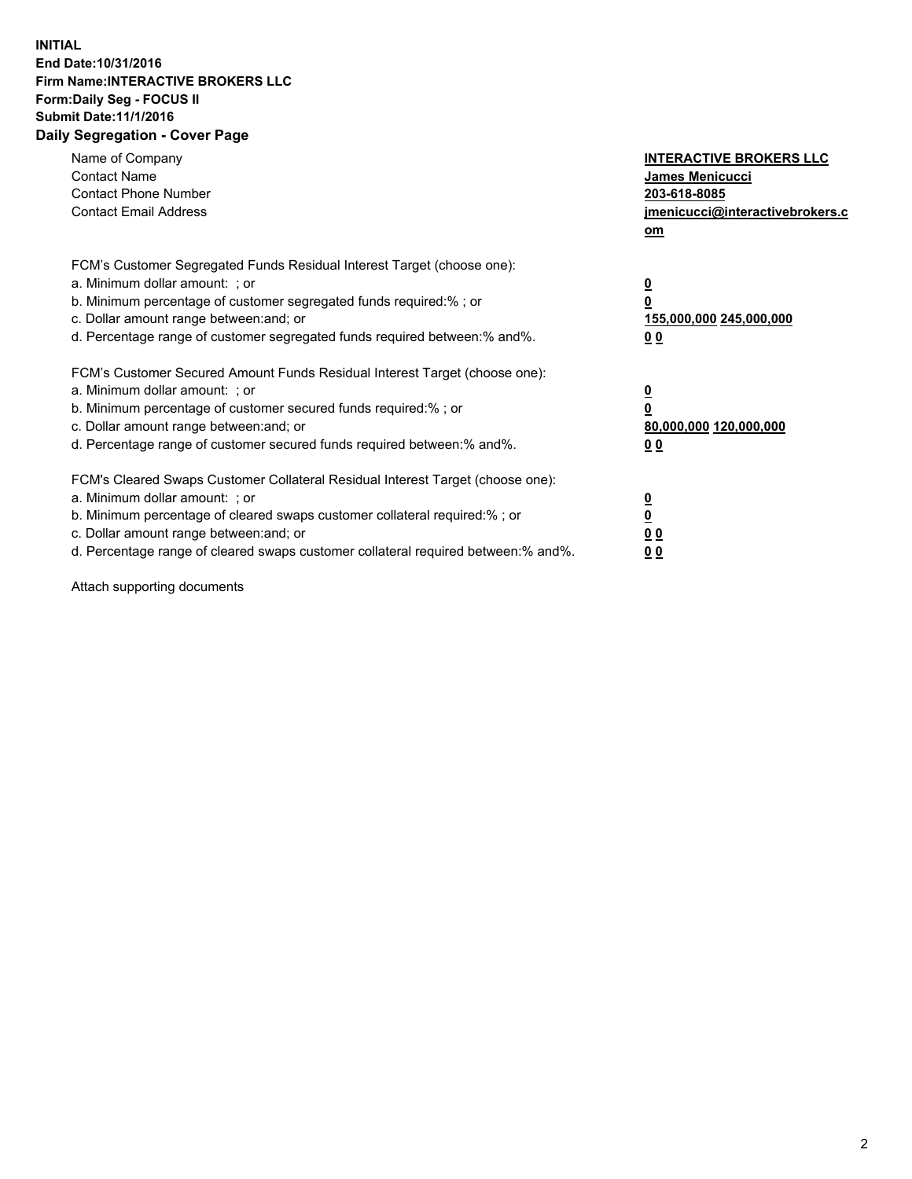**INITIAL**
**End Date:10/31/2016**
**Firm Name:INTERACTIVE BROKERS LLC**
**Form:Daily Seg - FOCUS II**
**Submit Date:11/1/2016**
**Daily Segregation - Cover Page**

| | |
|---|---|
| Name of Company | **INTERACTIVE BROKERS LLC** |
| Contact Name | **James Menicucci** |
| Contact Phone Number | **203-618-8085** |
| Contact Email Address | **jmenicucci@interactivebrokers.com** |

FCM's Customer Segregated Funds Residual Interest Target (choose one):

| | |
|---|---|
| a. Minimum dollar amount: ; or | **0** |
| b. Minimum percentage of customer segregated funds required:% ; or | **0** |
| c. Dollar amount range between:and; or | **155,000,000 245,000,000** |
| d. Percentage range of customer segregated funds required between:% and%. | **0 0** |

FCM's Customer Secured Amount Funds Residual Interest Target (choose one):

| | |
|---|---|
| a. Minimum dollar amount: ; or | **0** |
| b. Minimum percentage of customer secured funds required:% ; or | **0** |
| c. Dollar amount range between:and; or | **80,000,000 120,000,000** |
| d. Percentage range of customer secured funds required between:% and%. | **0 0** |

FCM's Cleared Swaps Customer Collateral Residual Interest Target (choose one):

| | |
|---|---|
| a. Minimum dollar amount: ; or | **0** |
| b. Minimum percentage of cleared swaps customer collateral required:% ; or | **0** |
| c. Dollar amount range between:and; or | **0 0** |
| d. Percentage range of cleared swaps customer collateral required between:% and%. | **0 0** |

Attach supporting documents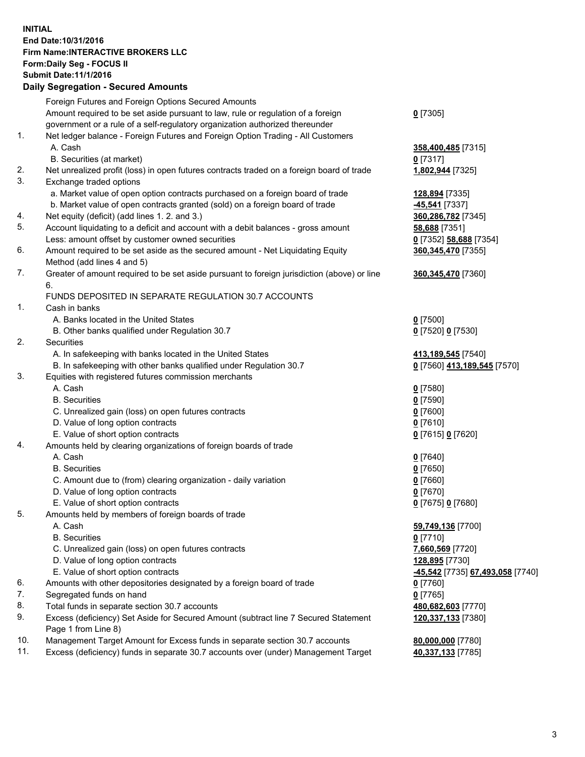**INITIAL**
**End Date:10/31/2016**
**Firm Name:INTERACTIVE BROKERS LLC**
**Form:Daily Seg - FOCUS II**
**Submit Date:11/1/2016**

## Daily Segregation - Secured Amounts

| | | |
|---|---|---|
| | Foreign Futures and Foreign Options Secured Amounts | |
| | Amount required to be set aside pursuant to law, rule or regulation of a foreign government or a rule of a self-regulatory organization authorized thereunder | **0** [7305] |
| 1. | Net ledger balance - Foreign Futures and Foreign Option Trading - All Customers | |
| | A. Cash | **358,400,485** [7315] |
| | B. Securities (at market) | **0** [7317] |
| 2. | Net unrealized profit (loss) in open futures contracts traded on a foreign board of trade | **1,802,944** [7325] |
| 3. | Exchange traded options | |
| | a. Market value of open option contracts purchased on a foreign board of trade | **128,894** [7335] |
| | b. Market value of open contracts granted (sold) on a foreign board of trade | **-45,541** [7337] |
| 4. | Net equity (deficit) (add lines 1. 2. and 3.) | **360,286,782** [7345] |
| 5. | Account liquidating to a deficit and account with a debit balances - gross amount | **58,688** [7351] |
| | Less: amount offset by customer owned securities | **0** [7352] **58,688** [7354] |
| 6. | Amount required to be set aside as the secured amount - Net Liquidating Equity Method (add lines 4 and 5) | **360,345,470** [7355] |
| 7. | Greater of amount required to be set aside pursuant to foreign jurisdiction (above) or line 6. | **360,345,470** [7360] |
| | FUNDS DEPOSITED IN SEPARATE REGULATION 30.7 ACCOUNTS | |
| 1. | Cash in banks | |
| | A. Banks located in the United States | **0** [7500] |
| | B. Other banks qualified under Regulation 30.7 | **0** [7520] **0** [7530] |
| 2. | Securities | |
| | A. In safekeeping with banks located in the United States | **413,189,545** [7540] |
| | B. In safekeeping with other banks qualified under Regulation 30.7 | **0** [7560] **413,189,545** [7570] |
| 3. | Equities with registered futures commission merchants | |
| | A. Cash | **0** [7580] |
| | B. Securities | **0** [7590] |
| | C. Unrealized gain (loss) on open futures contracts | **0** [7600] |
| | D. Value of long option contracts | **0** [7610] |
| | E. Value of short option contracts | **0** [7615] **0** [7620] |
| 4. | Amounts held by clearing organizations of foreign boards of trade | |
| | A. Cash | **0** [7640] |
| | B. Securities | **0** [7650] |
| | C. Amount due to (from) clearing organization - daily variation | **0** [7660] |
| | D. Value of long option contracts | **0** [7670] |
| | E. Value of short option contracts | **0** [7675] **0** [7680] |
| 5. | Amounts held by members of foreign boards of trade | |
| | A. Cash | **59,749,136** [7700] |
| | B. Securities | **0** [7710] |
| | C. Unrealized gain (loss) on open futures contracts | **7,660,569** [7720] |
| | D. Value of long option contracts | **128,895** [7730] |
| | E. Value of short option contracts | **-45,542** [7735] **67,493,058** [7740] |
| 6. | Amounts with other depositories designated by a foreign board of trade | **0** [7760] |
| 7. | Segregated funds on hand | **0** [7765] |
| 8. | Total funds in separate section 30.7 accounts | **480,682,603** [7770] |
| 9. | Excess (deficiency) Set Aside for Secured Amount (subtract line 7 Secured Statement Page 1 from Line 8) | **120,337,133** [7380] |
| 10. | Management Target Amount for Excess funds in separate section 30.7 accounts | **80,000,000** [7780] |
| 11. | Excess (deficiency) funds in separate 30.7 accounts over (under) Management Target | **40,337,133** [7785] |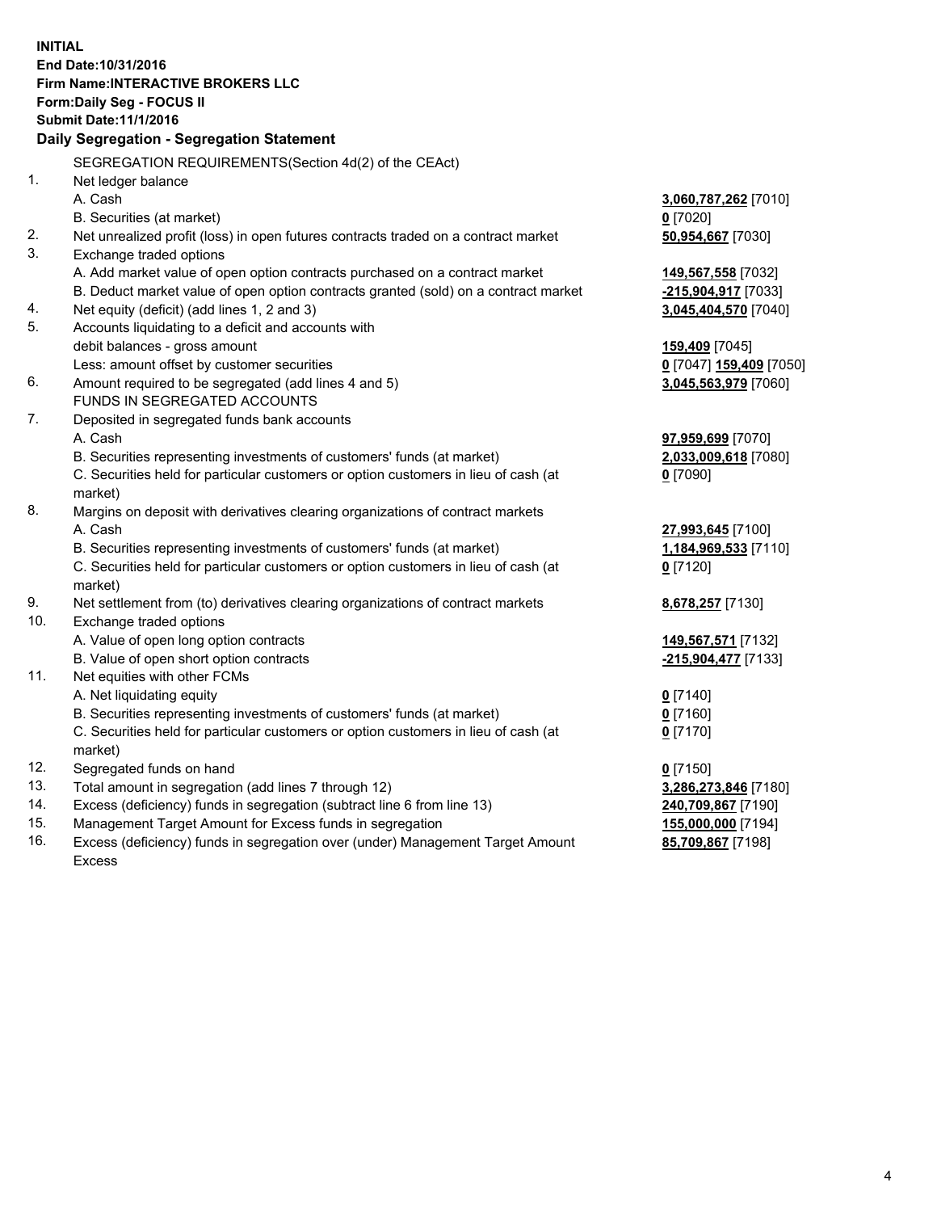**INITIAL**
**End Date:10/31/2016**
**Firm Name:INTERACTIVE BROKERS LLC**
**Form:Daily Seg - FOCUS II**
**Submit Date:11/1/2016**

**Daily Segregation - Segregation Statement**

SEGREGATION REQUIREMENTS(Section 4d(2) of the CEAct)

| | | |
|---|---|---|
| 1. | Net ledger balance | |
| | A. Cash | **3,060,787,262** [7010] |
| | B. Securities (at market) | **0** [7020] |
| 2. | Net unrealized profit (loss) in open futures contracts traded on a contract market | **50,954,667** [7030] |
| 3. | Exchange traded options | |
| | A. Add market value of open option contracts purchased on a contract market | **149,567,558** [7032] |
| | B. Deduct market value of open option contracts granted (sold) on a contract market | **-215,904,917** [7033] |
| 4. | Net equity (deficit) (add lines 1, 2 and 3) | **3,045,404,570** [7040] |
| 5. | Accounts liquidating to a deficit and accounts with | |
| | debit balances - gross amount | **159,409** [7045] |
| | Less: amount offset by customer securities | **0** [7047] **159,409** [7050] |
| 6. | Amount required to be segregated (add lines 4 and 5) | **3,045,563,979** [7060] |
| | FUNDS IN SEGREGATED ACCOUNTS | |
| 7. | Deposited in segregated funds bank accounts | |
| | A. Cash | **97,959,699** [7070] |
| | B. Securities representing investments of customers' funds (at market) | **2,033,009,618** [7080] |
| | C. Securities held for particular customers or option customers in lieu of cash (at market) | **0** [7090] |
| 8. | Margins on deposit with derivatives clearing organizations of contract markets | |
| | A. Cash | **27,993,645** [7100] |
| | B. Securities representing investments of customers' funds (at market) | **1,184,969,533** [7110] |
| | C. Securities held for particular customers or option customers in lieu of cash (at market) | **0** [7120] |
| 9. | Net settlement from (to) derivatives clearing organizations of contract markets | **8,678,257** [7130] |
| 10. | Exchange traded options | |
| | A. Value of open long option contracts | **149,567,571** [7132] |
| | B. Value of open short option contracts | **-215,904,477** [7133] |
| 11. | Net equities with other FCMs | |
| | A. Net liquidating equity | **0** [7140] |
| | B. Securities representing investments of customers' funds (at market) | **0** [7160] |
| | C. Securities held for particular customers or option customers in lieu of cash (at market) | **0** [7170] |
| 12. | Segregated funds on hand | **0** [7150] |
| 13. | Total amount in segregation (add lines 7 through 12) | **3,286,273,846** [7180] |
| 14. | Excess (deficiency) funds in segregation (subtract line 6 from line 13) | **240,709,867** [7190] |
| 15. | Management Target Amount for Excess funds in segregation | **155,000,000** [7194] |
| 16. | Excess (deficiency) funds in segregation over (under) Management Target Amount Excess | **85,709,867** [7198] |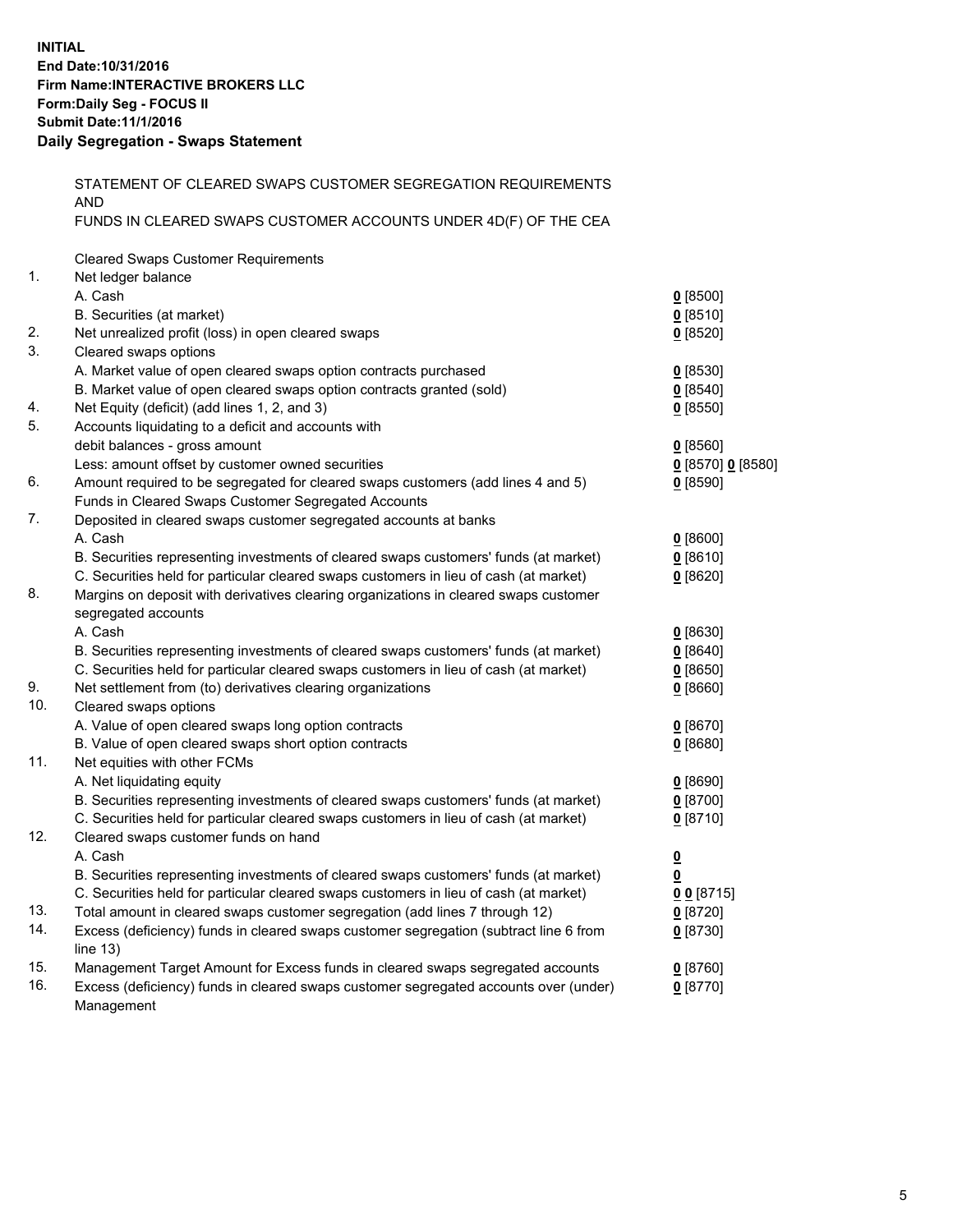**INITIAL**
**End Date:10/31/2016**
**Firm Name:INTERACTIVE BROKERS LLC**
**Form:Daily Seg - FOCUS II**
**Submit Date:11/1/2016**
**Daily Segregation - Swaps Statement**

STATEMENT OF CLEARED SWAPS CUSTOMER SEGREGATION REQUIREMENTS AND FUNDS IN CLEARED SWAPS CUSTOMER ACCOUNTS UNDER 4D(F) OF THE CEA

| | | |
|---|---|---|
| | Cleared Swaps Customer Requirements | |
| 1. | Net ledger balance | |
| | A. Cash | 0 [8500] |
| | B. Securities (at market) | 0 [8510] |
| 2. | Net unrealized profit (loss) in open cleared swaps | 0 [8520] |
| 3. | Cleared swaps options | |
| | A. Market value of open cleared swaps option contracts purchased | 0 [8530] |
| | B. Market value of open cleared swaps option contracts granted (sold) | 0 [8540] |
| 4. | Net Equity (deficit) (add lines 1, 2, and 3) | 0 [8550] |
| 5. | Accounts liquidating to a deficit and accounts with debit balances - gross amount | 0 [8560] |
| | Less: amount offset by customer owned securities | 0 [8570] 0 [8580] |
| 6. | Amount required to be segregated for cleared swaps customers (add lines 4 and 5) | 0 [8590] |
| | Funds in Cleared Swaps Customer Segregated Accounts | |
| 7. | Deposited in cleared swaps customer segregated accounts at banks | |
| | A. Cash | 0 [8600] |
| | B. Securities representing investments of cleared swaps customers' funds (at market) | 0 [8610] |
| | C. Securities held for particular cleared swaps customers in lieu of cash (at market) | 0 [8620] |
| 8. | Margins on deposit with derivatives clearing organizations in cleared swaps customer segregated accounts | |
| | A. Cash | 0 [8630] |
| | B. Securities representing investments of cleared swaps customers' funds (at market) | 0 [8640] |
| | C. Securities held for particular cleared swaps customers in lieu of cash (at market) | 0 [8650] |
| 9. | Net settlement from (to) derivatives clearing organizations | 0 [8660] |
| 10. | Cleared swaps options | |
| | A. Value of open cleared swaps long option contracts | 0 [8670] |
| | B. Value of open cleared swaps short option contracts | 0 [8680] |
| 11. | Net equities with other FCMs | |
| | A. Net liquidating equity | 0 [8690] |
| | B. Securities representing investments of cleared swaps customers' funds (at market) | 0 [8700] |
| | C. Securities held for particular cleared swaps customers in lieu of cash (at market) | 0 [8710] |
| 12. | Cleared swaps customer funds on hand | |
| | A. Cash | 0 |
| | B. Securities representing investments of cleared swaps customers' funds (at market) | 0 |
| | C. Securities held for particular cleared swaps customers in lieu of cash (at market) | 0 0 [8715] |
| 13. | Total amount in cleared swaps customer segregation (add lines 7 through 12) | 0 [8720] |
| 14. | Excess (deficiency) funds in cleared swaps customer segregation (subtract line 6 from line 13) | 0 [8730] |
| 15. | Management Target Amount for Excess funds in cleared swaps segregated accounts | 0 [8760] |
| 16. | Excess (deficiency) funds in cleared swaps customer segregated accounts over (under) Management | 0 [8770] |